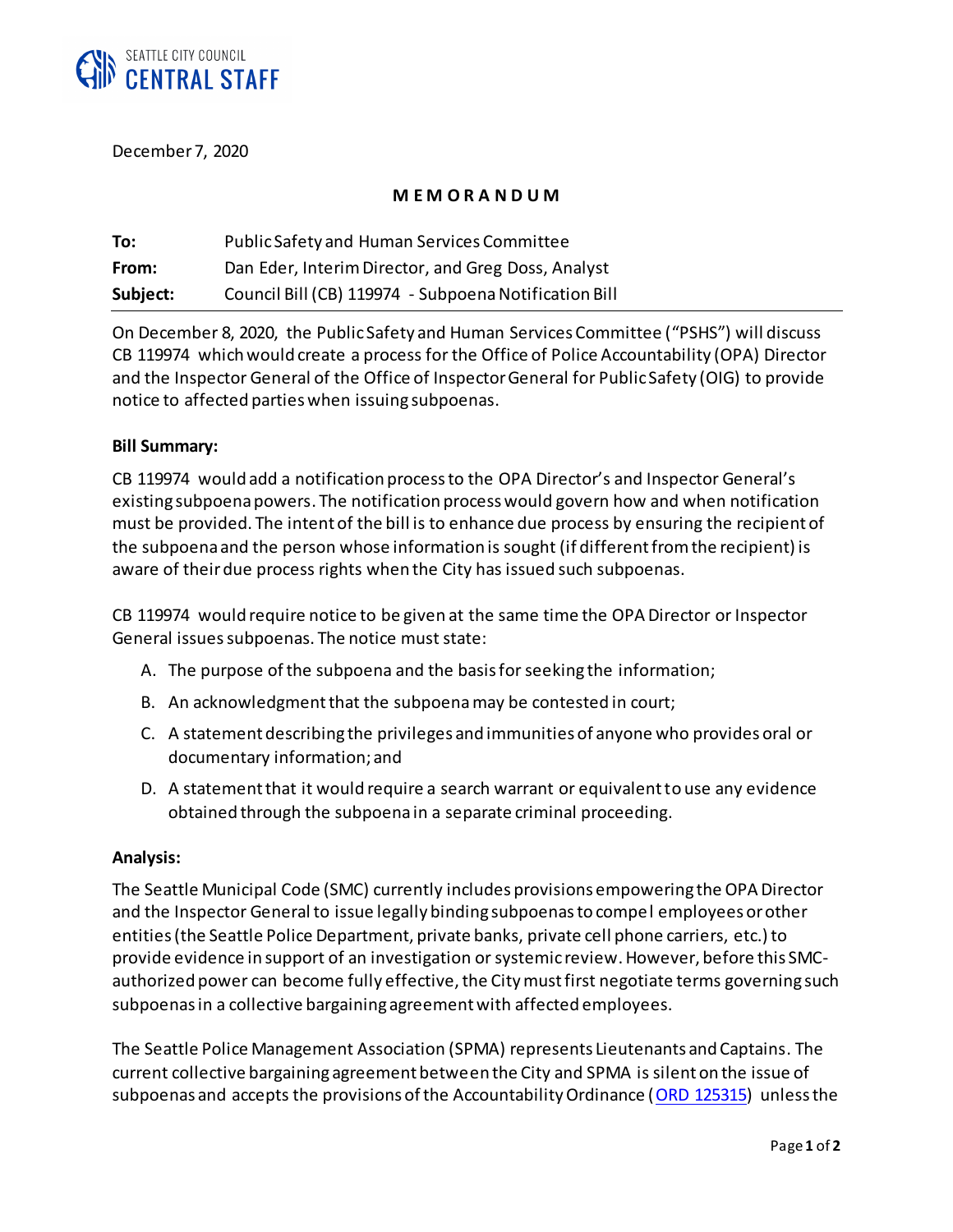SEATTLE CITY COUNCIL
**CENTRAL STAFF**

December 7, 2020

**MEMORANDUM**

| | |
|---|---|
| **To:** | Public Safety and Human Services Committee |
| **From:** | Dan Eder, Interim Director, and Greg Doss, Analyst |
| **Subject:** | Council Bill (CB) 119974 - Subpoena Notification Bill |

On December 8, 2020, the Public Safety and Human Services Committee ("PSHS") will discuss CB 119974 which would create a process for the Office of Police Accountability (OPA) Director and the Inspector General of the Office of Inspector General for Public Safety (OIG) to provide notice to affected parties when issuing subpoenas.

**Bill Summary:**

CB 119974 would add a notification process to the OPA Director's and Inspector General's existing subpoena powers. The notification process would govern how and when notification must be provided. The intent of the bill is to enhance due process by ensuring the recipient of the subpoena and the person whose information is sought (if different from the recipient) is aware of their due process rights when the City has issued such subpoenas.

CB 119974 would require notice to be given at the same time the OPA Director or Inspector General issues subpoenas. The notice must state:

A. The purpose of the subpoena and the basis for seeking the information;
B. An acknowledgment that the subpoena may be contested in court;
C. A statement describing the privileges and immunities of anyone who provides oral or documentary information; and
D. A statement that it would require a search warrant or equivalent to use any evidence obtained through the subpoena in a separate criminal proceeding.

**Analysis:**

The Seattle Municipal Code (SMC) currently includes provisions empowering the OPA Director and the Inspector General to issue legally binding subpoenas to compel employees or other entities (the Seattle Police Department, private banks, private cell phone carriers, etc.) to provide evidence in support of an investigation or systemic review. However, before this SMC-authorized power can become fully effective, the City must first negotiate terms governing such subpoenas in a collective bargaining agreement with affected employees.

The Seattle Police Management Association (SPMA) represents Lieutenants and Captains. The current collective bargaining agreement between the City and SPMA is silent on the issue of subpoenas and accepts the provisions of the Accountability Ordinance (ORD 125315) unless the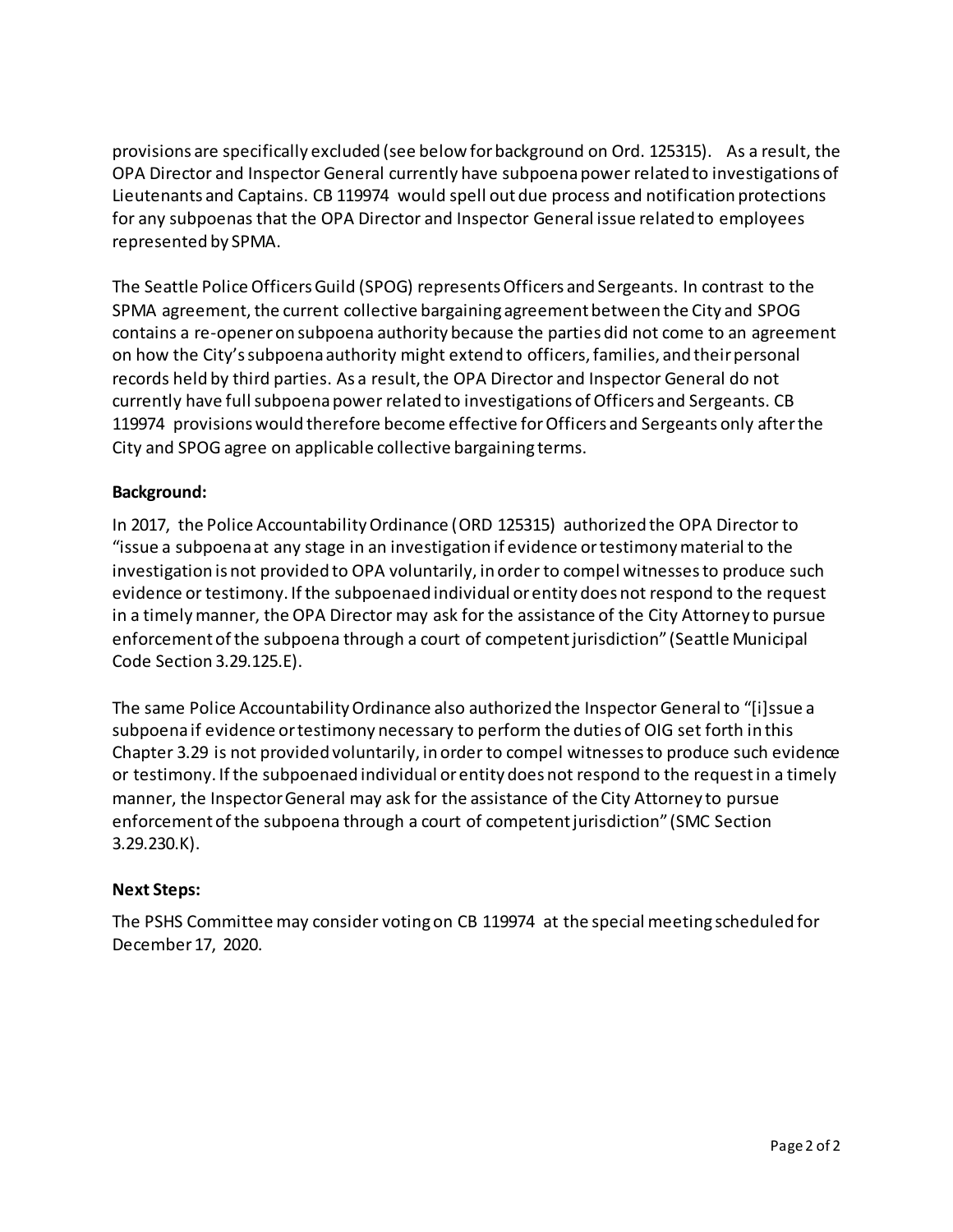provisions are specifically excluded (see below for background on Ord. 125315). As a result, the OPA Director and Inspector General currently have subpoena power related to investigations of Lieutenants and Captains. CB 119974 would spell out due process and notification protections for any subpoenas that the OPA Director and Inspector General issue related to employees represented by SPMA.

The Seattle Police Officers Guild (SPOG) represents Officers and Sergeants. In contrast to the SPMA agreement, the current collective bargaining agreement between the City and SPOG contains a re-opener on subpoena authority because the parties did not come to an agreement on how the City's subpoena authority might extend to officers, families, and their personal records held by third parties. As a result, the OPA Director and Inspector General do not currently have full subpoena power related to investigations of Officers and Sergeants. CB 119974 provisions would therefore become effective for Officers and Sergeants only after the City and SPOG agree on applicable collective bargaining terms.

**Background:**

In 2017, the Police Accountability Ordinance (ORD 125315) authorized the OPA Director to "issue a subpoena at any stage in an investigation if evidence or testimony material to the investigation is not provided to OPA voluntarily, in order to compel witnesses to produce such evidence or testimony. If the subpoenaed individual or entity does not respond to the request in a timely manner, the OPA Director may ask for the assistance of the City Attorney to pursue enforcement of the subpoena through a court of competent jurisdiction" (Seattle Municipal Code Section 3.29.125.E).

The same Police Accountability Ordinance also authorized the Inspector General to "[i]ssue a subpoena if evidence or testimony necessary to perform the duties of OIG set forth in this Chapter 3.29 is not provided voluntarily, in order to compel witnesses to produce such evidence or testimony. If the subpoenaed individual or entity does not respond to the request in a timely manner, the Inspector General may ask for the assistance of the City Attorney to pursue enforcement of the subpoena through a court of competent jurisdiction" (SMC Section 3.29.230.K).

**Next Steps:**

The PSHS Committee may consider voting on CB 119974 at the special meeting scheduled for December 17, 2020.